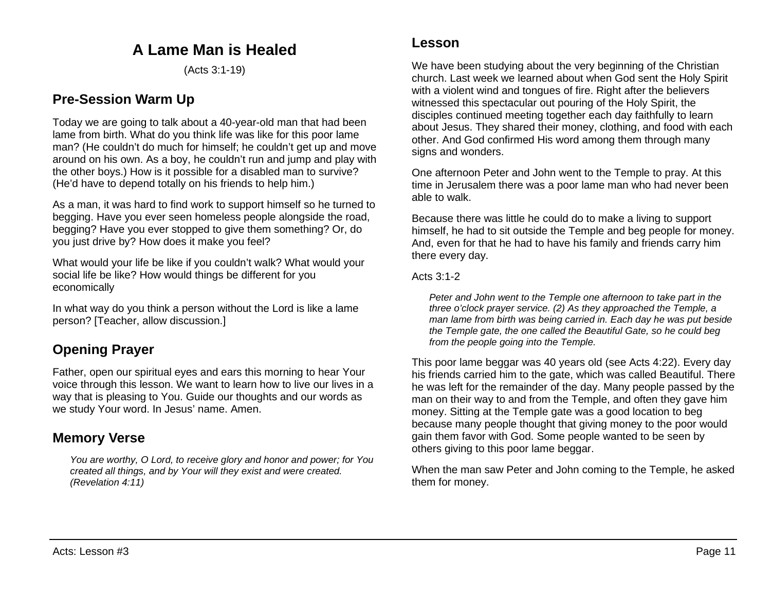# A Lame Man is Healed

(Acts 3:1-19)

## Pre-Session Warm Up

Today we are going to talk about a 40-year-old man that had been lame from birth. What do you think life was like for this poor lame man? (He couldn't do much for himself; he couldn't get up and move around on his own. As a boy, he couldn't run and jump and play with the other boys.) How is it possible for a disabled man to survive? (He'd have to depend totally on his friends to help him.)

As a man, it was hard to find work to support himself so he turned to begging. Have you ever seen homeless people alongside the road, begging? Have you ever stopped to give them something? Or, do you just drive by? How does it make you feel?

What would your life be like if you couldn't walk? What would your social life be like? How would things be different for you economically

In what way do you think a person without the Lord is like a lame person? [Teacher, allow discussion.]

## Opening Prayer

Father, open our spiritual eyes and ears this morning to hear Your voice through this lesson. We want to learn how to live our lives in a way that is pleasing to You. Guide our thoughts and our words as we study Your word. In Jesus' name. Amen.

## Memory Verse

> *You are worthy, O Lord, to receive glory and honor and power; for You created all things, and by Your will they exist and were created. (Revelation 4:11)*

## Lesson

We have been studying about the very beginning of the Christian church. Last week we learned about when God sent the Holy Spirit with a violent wind and tongues of fire. Right after the believers witnessed this spectacular out pouring of the Holy Spirit, the disciples continued meeting together each day faithfully to learn about Jesus. They shared their money, clothing, and food with each other. And God confirmed His word among them through many signs and wonders.

One afternoon Peter and John went to the Temple to pray. At this time in Jerusalem there was a poor lame man who had never been able to walk.

Because there was little he could do to make a living to support himself, he had to sit outside the Temple and beg people for money. And, even for that he had to have his family and friends carry him there every day.

Acts 3:1-2

> *Peter and John went to the Temple one afternoon to take part in the three o'clock prayer service. (2) As they approached the Temple, a man lame from birth was being carried in. Each day he was put beside the Temple gate, the one called the Beautiful Gate, so he could beg from the people going into the Temple.*

This poor lame beggar was 40 years old (see Acts 4:22). Every day his friends carried him to the gate, which was called Beautiful. There he was left for the remainder of the day. Many people passed by the man on their way to and from the Temple, and often they gave him money. Sitting at the Temple gate was a good location to beg because many people thought that giving money to the poor would gain them favor with God. Some people wanted to be seen by others giving to this poor lame beggar.

When the man saw Peter and John coming to the Temple, he asked them for money.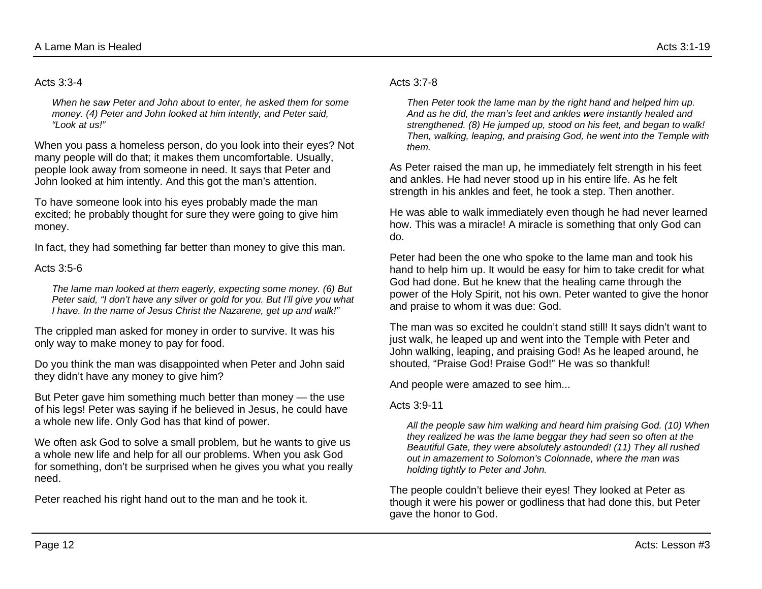Acts 3:3-4

> *When he saw Peter and John about to enter, he asked them for some money. (4) Peter and John looked at him intently, and Peter said, "Look at us!"*

When you pass a homeless person, do you look into their eyes? Not many people will do that; it makes them uncomfortable. Usually, people look away from someone in need. It says that Peter and John looked at him intently. And this got the man's attention.

To have someone look into his eyes probably made the man excited; he probably thought for sure they were going to give him money.

In fact, they had something far better than money to give this man.

Acts 3:5-6

> *The lame man looked at them eagerly, expecting some money. (6) But Peter said, "I don't have any silver or gold for you. But I'll give you what I have. In the name of Jesus Christ the Nazarene, get up and walk!"*

The crippled man asked for money in order to survive. It was his only way to make money to pay for food.

Do you think the man was disappointed when Peter and John said they didn't have any money to give him?

But Peter gave him something much better than money — the use of his legs! Peter was saying if he believed in Jesus, he could have a whole new life. Only God has that kind of power.

We often ask God to solve a small problem, but he wants to give us a whole new life and help for all our problems. When you ask God for something, don't be surprised when he gives you what you really need.

Peter reached his right hand out to the man and he took it.

Acts 3:7-8

> *Then Peter took the lame man by the right hand and helped him up. And as he did, the man's feet and ankles were instantly healed and strengthened. (8) He jumped up, stood on his feet, and began to walk! Then, walking, leaping, and praising God, he went into the Temple with them.*

As Peter raised the man up, he immediately felt strength in his feet and ankles. He had never stood up in his entire life. As he felt strength in his ankles and feet, he took a step. Then another.

He was able to walk immediately even though he had never learned how. This was a miracle! A miracle is something that only God can do.

Peter had been the one who spoke to the lame man and took his hand to help him up. It would be easy for him to take credit for what God had done. But he knew that the healing came through the power of the Holy Spirit, not his own. Peter wanted to give the honor and praise to whom it was due: God.

The man was so excited he couldn't stand still! It says didn't want to just walk, he leaped up and went into the Temple with Peter and John walking, leaping, and praising God! As he leaped around, he shouted, "Praise God! Praise God!" He was so thankful!

And people were amazed to see him...

Acts 3:9-11

> *All the people saw him walking and heard him praising God. (10) When they realized he was the lame beggar they had seen so often at the Beautiful Gate, they were absolutely astounded! (11) They all rushed out in amazement to Solomon's Colonnade, where the man was holding tightly to Peter and John.*

The people couldn't believe their eyes! They looked at Peter as though it were his power or godliness that had done this, but Peter gave the honor to God.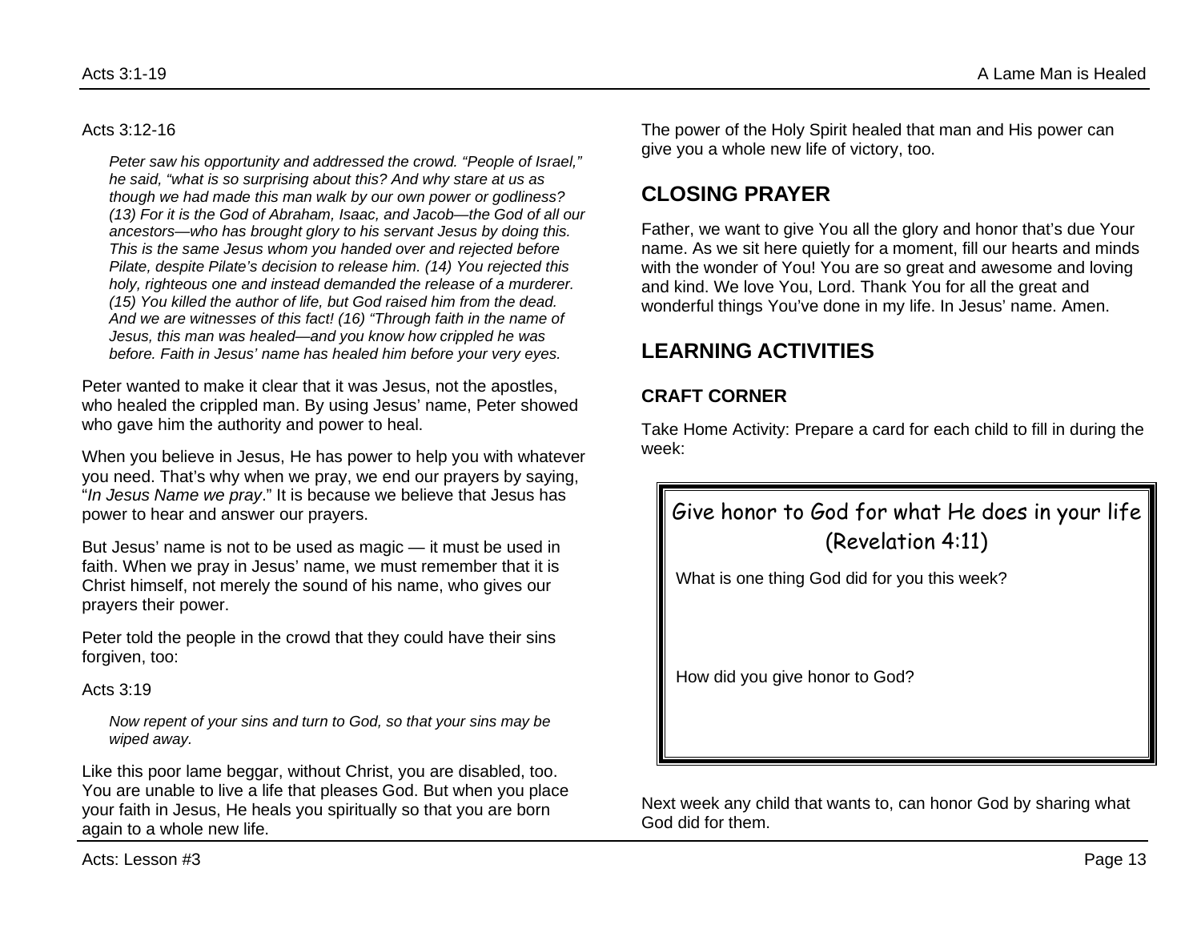Acts 3:12-16

> *Peter saw his opportunity and addressed the crowd. "People of Israel," he said, "what is so surprising about this? And why stare at us as though we had made this man walk by our own power or godliness? (13) For it is the God of Abraham, Isaac, and Jacob—the God of all our ancestors—who has brought glory to his servant Jesus by doing this. This is the same Jesus whom you handed over and rejected before Pilate, despite Pilate's decision to release him. (14) You rejected this holy, righteous one and instead demanded the release of a murderer. (15) You killed the author of life, but God raised him from the dead. And we are witnesses of this fact! (16) "Through faith in the name of Jesus, this man was healed—and you know how crippled he was before. Faith in Jesus' name has healed him before your very eyes.*

Peter wanted to make it clear that it was Jesus, not the apostles, who healed the crippled man. By using Jesus' name, Peter showed who gave him the authority and power to heal.

When you believe in Jesus, He has power to help you with whatever you need. That's why when we pray, we end our prayers by saying, "*In Jesus Name we pray*." It is because we believe that Jesus has power to hear and answer our prayers.

But Jesus' name is not to be used as magic — it must be used in faith. When we pray in Jesus' name, we must remember that it is Christ himself, not merely the sound of his name, who gives our prayers their power.

Peter told the people in the crowd that they could have their sins forgiven, too:

Acts 3:19

> *Now repent of your sins and turn to God, so that your sins may be wiped away.*

Like this poor lame beggar, without Christ, you are disabled, too. You are unable to live a life that pleases God. But when you place your faith in Jesus, He heals you spiritually so that you are born again to a whole new life.

The power of the Holy Spirit healed that man and His power can give you a whole new life of victory, too.

## CLOSING PRAYER

Father, we want to give You all the glory and honor that's due Your name. As we sit here quietly for a moment, fill our hearts and minds with the wonder of You! You are so great and awesome and loving and kind. We love You, Lord. Thank You for all the great and wonderful things You've done in my life. In Jesus' name. Amen.

## LEARNING ACTIVITIES

### CRAFT CORNER

Take Home Activity: Prepare a card for each child to fill in during the week:

> Give honor to God for what He does in your life
> (Revelation 4:11)
>
> What is one thing God did for you this week?
>
> How did you give honor to God?

Next week any child that wants to, can honor God by sharing what God did for them.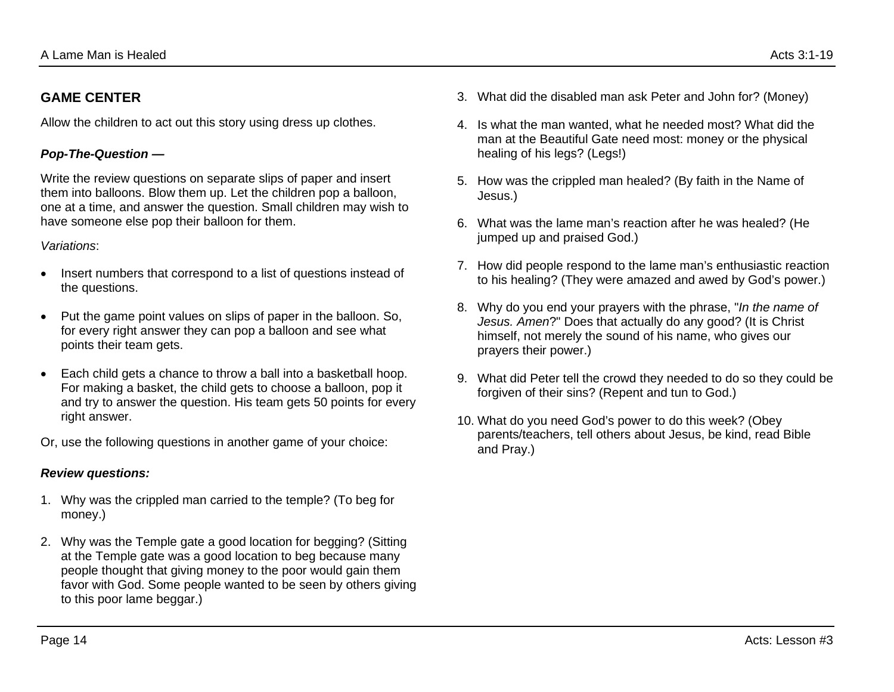## GAME CENTER

Allow the children to act out this story using dress up clothes.

***Pop-The-Question —***

Write the review questions on separate slips of paper and insert them into balloons. Blow them up. Let the children pop a balloon, one at a time, and answer the question. Small children may wish to have someone else pop their balloon for them.

*Variations*:

- Insert numbers that correspond to a list of questions instead of the questions.
- Put the game point values on slips of paper in the balloon. So, for every right answer they can pop a balloon and see what points their team gets.
- Each child gets a chance to throw a ball into a basketball hoop. For making a basket, the child gets to choose a balloon, pop it and try to answer the question. His team gets 50 points for every right answer.

Or, use the following questions in another game of your choice:

***Review questions:***

1. Why was the crippled man carried to the temple? (To beg for money.)
2. Why was the Temple gate a good location for begging? (Sitting at the Temple gate was a good location to beg because many people thought that giving money to the poor would gain them favor with God. Some people wanted to be seen by others giving to this poor lame beggar.)
3. What did the disabled man ask Peter and John for? (Money)
4. Is what the man wanted, what he needed most? What did the man at the Beautiful Gate need most: money or the physical healing of his legs? (Legs!)
5. How was the crippled man healed? (By faith in the Name of Jesus.)
6. What was the lame man's reaction after he was healed? (He jumped up and praised God.)
7. How did people respond to the lame man's enthusiastic reaction to his healing? (They were amazed and awed by God's power.)
8. Why do you end your prayers with the phrase, "*In the name of Jesus. Amen*?" Does that actually do any good? (It is Christ himself, not merely the sound of his name, who gives our prayers their power.)
9. What did Peter tell the crowd they needed to do so they could be forgiven of their sins? (Repent and tun to God.)
10. What do you need God's power to do this week? (Obey parents/teachers, tell others about Jesus, be kind, read Bible and Pray.)